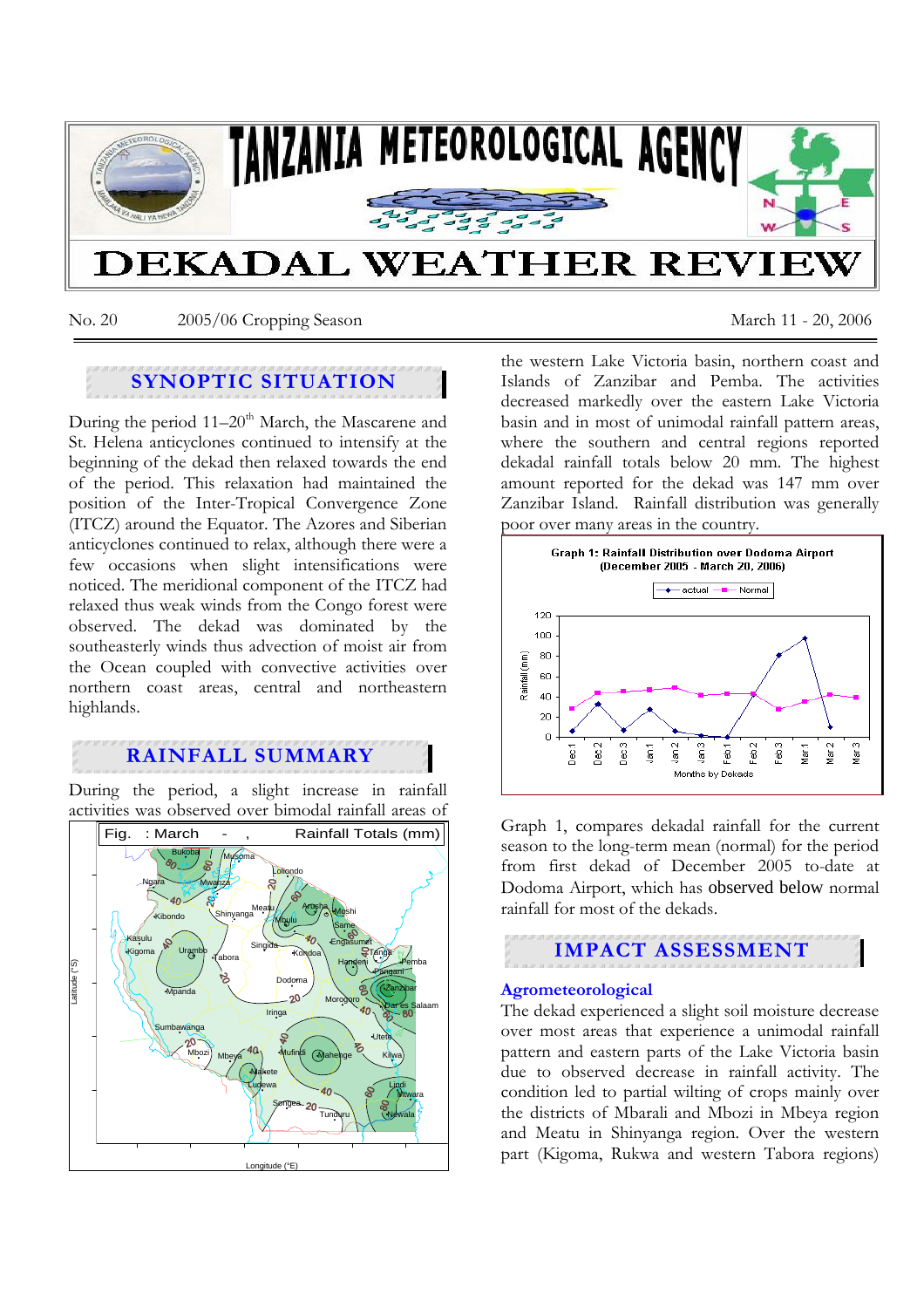# TANZANIA METEOROLOGICAL AGENCY

# DEKADAL WEATHER REVIEW

No. 20 2005/06 Cropping Season March 11 - 20, 2006

## SYNOPTIC SITUATION

During the period 11–20[th] March, the Mascarene and St. Helena anticyclones continued to intensify at the beginning of the dekad then relaxed towards the end of the period. This relaxation had maintained the position of the Inter-Tropical Convergence Zone (ITCZ) around the Equator. The Azores and Siberian anticyclones continued to relax, although there were a few occasions when slight intensifications were noticed. The meridional component of the ITCZ had relaxed thus weak winds from the Congo forest were observed. The dekad was dominated by the southeasterly winds thus advection of moist air from the Ocean coupled with convective activities over northern coast areas, central and northeastern highlands.

## RAINFALL SUMMARY

During the period, a slight increase in rainfall activities was observed over bimodal rainfall areas of the western Lake Victoria basin, northern coast and Islands of Zanzibar and Pemba. The activities decreased markedly over the eastern Lake Victoria basin and in most of unimodal rainfall pattern areas, where the southern and central regions reported dekadal rainfall totals below 20 mm. The highest amount reported for the dekad was 147 mm over Zanzibar Island. Rainfall distribution was generally poor over many areas in the country.

Fig. : March - , Rainfall Totals (mm)

Graph 1: Rainfall Distribution over Dodoma Airport (December 2005 - March 20, 2006)

Graph 1, compares dekadal rainfall for the current season to the long-term mean (normal) for the period from first dekad of December 2005 to-date at Dodoma Airport, which has observed below normal rainfall for most of the dekads.

## IMPACT ASSESSMENT

### Agrometeorological

The dekad experienced a slight soil moisture decrease over most areas that experience a unimodal rainfall pattern and eastern parts of the Lake Victoria basin due to observed decrease in rainfall activity. The condition led to partial wilting of crops mainly over the districts of Mbarali and Mbozi in Mbeya region and Meatu in Shinyanga region. Over the western part (Kigoma, Rukwa and western Tabora regions)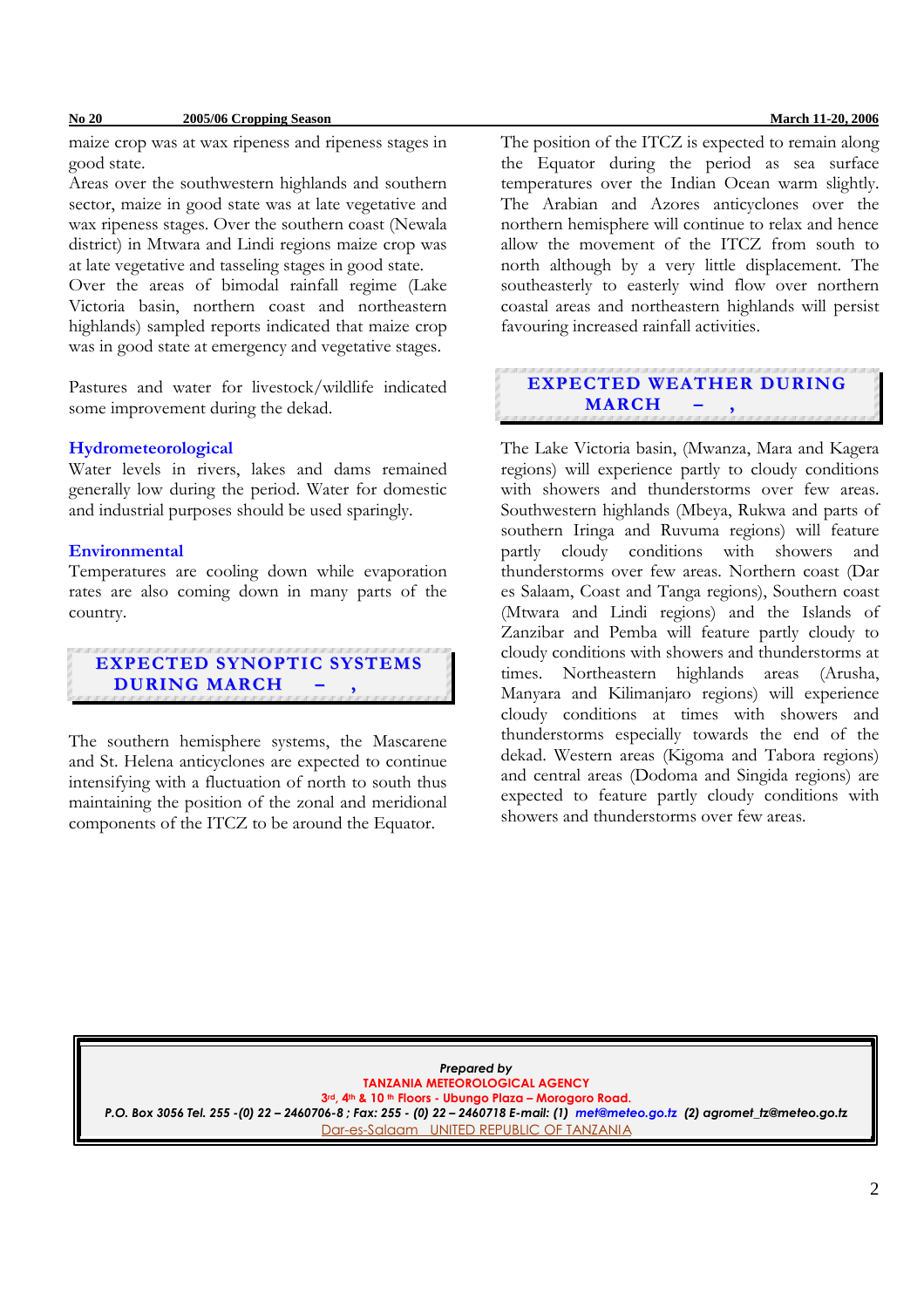maize crop was at wax ripeness and ripeness stages in good state.

Areas over the southwestern highlands and southern sector, maize in good state was at late vegetative and wax ripeness stages. Over the southern coast (Newala district) in Mtwara and Lindi regions maize crop was at late vegetative and tasseling stages in good state.

Over the areas of bimodal rainfall regime (Lake Victoria basin, northern coast and northeastern highlands) sampled reports indicated that maize crop was in good state at emergency and vegetative stages.

Pastures and water for livestock/wildlife indicated some improvement during the dekad.

### Hydrometeorological

Water levels in rivers, lakes and dams remained generally low during the period. Water for domestic and industrial purposes should be used sparingly.

### Environmental

Temperatures are cooling down while evaporation rates are also coming down in many parts of the country.

## EXPECTED SYNOPTIC SYSTEMS DURING MARCH – ,

The southern hemisphere systems, the Mascarene and St. Helena anticyclones are expected to continue intensifying with a fluctuation of north to south thus maintaining the position of the zonal and meridional components of the ITCZ to be around the Equator.

The position of the ITCZ is expected to remain along the Equator during the period as sea surface temperatures over the Indian Ocean warm slightly. The Arabian and Azores anticyclones over the northern hemisphere will continue to relax and hence allow the movement of the ITCZ from south to north although by a very little displacement. The southeasterly to easterly wind flow over northern coastal areas and northeastern highlands will persist favouring increased rainfall activities.

## EXPECTED WEATHER DURING MARCH – ,

The Lake Victoria basin, (Mwanza, Mara and Kagera regions) will experience partly to cloudy conditions with showers and thunderstorms over few areas. Southwestern highlands (Mbeya, Rukwa and parts of southern Iringa and Ruvuma regions) will feature partly cloudy conditions with showers and thunderstorms over few areas. Northern coast (Dar es Salaam, Coast and Tanga regions), Southern coast (Mtwara and Lindi regions) and the Islands of Zanzibar and Pemba will feature partly cloudy to cloudy conditions with showers and thunderstorms at times. Northeastern highlands areas (Arusha, Manyara and Kilimanjaro regions) will experience cloudy conditions at times with showers and thunderstorms especially towards the end of the dekad. Western areas (Kigoma and Tabora regions) and central areas (Dodoma and Singida regions) are expected to feature partly cloudy conditions with showers and thunderstorms over few areas.

*Prepared by*

**TANZANIA METEOROLOGICAL AGENCY**

**3rd, 4th & 10th Floors - Ubungo Plaza – Morogoro Road.**

*P.O. Box 3056 Tel. 255 -(0) 22 – 2460706-8 ; Fax: 255 - (0) 22 – 2460718 E-mail: (1) met@meteo.go.tz (2) agromet_tz@meteo.go.tz*

Dar-es-Salaam UNITED REPUBLIC OF TANZANIA